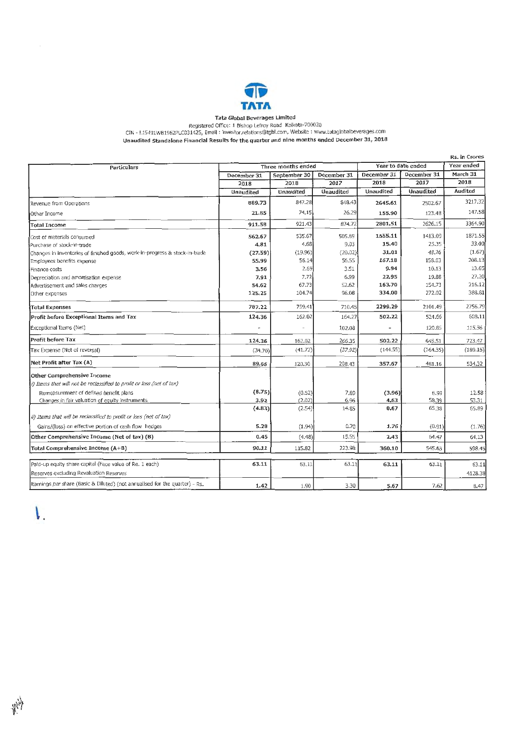TATA

**Tata Global Beverages Limited**

Registered Office: 1 Bishop Lefroy Road Kolkata-700020

CIN - L15491WB1962PLC031425, Email : investor.relations@tgbl.com, Website : www.tataglobalbeverages.com

**Unaudited Standalone Financial Results for the quarter and nine months ended December 31, 2018**

Rs. in Crores

| Particulars | Three months ended | | | Year to date ended | | Year ended |
|---|---|---|---|---|---|---|
| | December 31 2018 | September 30 2018 | December 31 2017 | December 31 2018 | December 31 2017 | March 31 2018 |
| | Unaudited | Unaudited | Unaudited | Unaudited | Unaudited | Audited |
| Revenue from Operations | 889.73 | 847.28 | 848.43 | 2645.61 | 2502.67 | 3217.32 |
| Other Income | 21.85 | 74.15 | 26.29 | 155.90 | 123.48 | 147.58 |
| **Total Income** | 911.58 | 921.43 | 874.72 | 2801.51 | 2626.15 | 3364.90 |
| Cost of materials consumed | 562.67 | 535.67 | 505.69 | 1555.11 | 1413.09 | 1871.55 |
| Purchase of stock-in-trade | 4.81 | 4.68 | 9.03 | 15.40 | 25.35 | 33.00 |
| Changes in inventories of finished goods, work-in-progress & stock-in-trade | (27.59) | (19.96) | (20.02) | 31.01 | 48.26 | (1.67) |
| Employees benefits expense | 55.99 | 56.14 | 56.55 | 167.18 | 158.03 | 208.13 |
| Finance costs | 3.56 | 2.69 | 3.51 | 9.94 | 10.13 | 13.65 |
| Depreciation and amortisation expense | 7.91 | 7.72 | 6.99 | 22.95 | 19.88 | 27.20 |
| Advertisement and sales charges | 54.62 | 67.73 | 52.62 | 163.70 | 154.73 | 216.12 |
| Other expenses | 125.25 | 104.74 | 96.08 | 334.00 | 272.02 | 388.81 |
| **Total Expenses** | 787.22 | 759.41 | 710.45 | 2299.29 | 2101.49 | 2756.79 |
| **Profit before Exceptional Items and Tax** | 124.36 | 162.02 | 164.27 | 502.22 | 524.66 | 608.11 |
| Exceptional Items (Net) | - | - | 102.08 | - | 120.85 | 115.36 |
| **Profit before Tax** | 124.36 | 162.02 | 266.35 | 502.22 | 645.51 | 723.47 |
| Tax Expense (Net of reversal) | (34.70) | (41.72) | (57.92) | (144.55) | (164.35) | (189.15) |
| **Net Profit after Tax (A)** | 89.66 | 120.30 | 208.43 | 357.67 | 481.16 | 534.32 |
| **Other Comprehensive Income** | | | | | | |
| *i) Items that will not be reclassified to profit or loss (net of tax)* | | | | | | |
| Remeasurement of defined benefit plans | (8.75) | (0.52) | 7.89 | (3.96) | 6.99 | 12.58 |
| Changes in fair valuation of equity instruments | 3.92 | (2.02) | 6.96 | 4.63 | 58.39 | 53.31 |
| | (4.83) | (2.54) | 14.85 | 0.67 | 65.38 | 65.89 |
| *ii) Items that will be reclassified to profit or loss (net of tax)* | | | | | | |
| Gains/(loss) on effective portion of cash flow hedges | 5.28 | (1.94) | 0.70 | 1.76 | (0.91) | (1.76) |
| **Other Comprehensive Income (Net of tax) (B)** | 0.45 | (4.48) | 15.55 | 2.43 | 64.47 | 64.13 |
| **Total Comprehensive Income (A+B)** | 90.11 | 115.82 | 223.98 | 360.10 | 545.63 | 598.45 |
| Paid-up equity share capital (Face value of Re. 1 each) | 63.11 | 63.11 | 63.11 | 63.11 | 63.11 | 63.11 |
| Reserves excluding Revaluation Reserves | | | | | | 4128.38 |
| Earnings per share (Basic & Diluted) (not annualised for the quarter) - Rs. | 1.42 | 1.90 | 3.30 | 5.67 | 7.62 | 8.47 |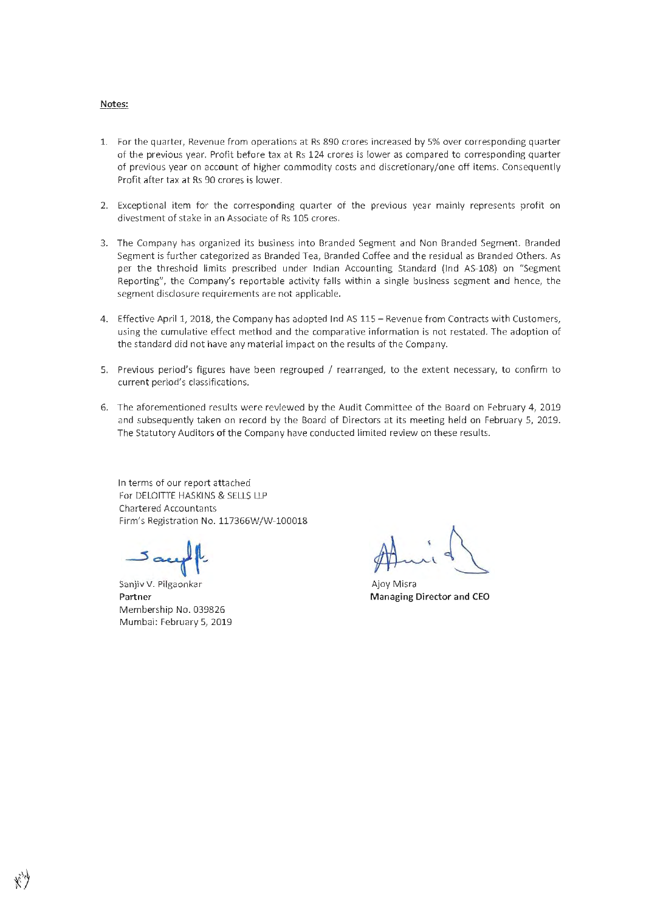**Notes:**

1. For the quarter, Revenue from operations at Rs 890 crores increased by 5% over corresponding quarter of the previous year. Profit before tax at Rs 124 crores is lower as compared to corresponding quarter of previous year on account of higher commodity costs and discretionary/one off items. Consequently Profit after tax at Rs 90 crores is lower.

2. Exceptional item for the corresponding quarter of the previous year mainly represents profit on divestment of stake in an Associate of Rs 105 crores.

3. The Company has organized its business into Branded Segment and Non Branded Segment. Branded Segment is further categorized as Branded Tea, Branded Coffee and the residual as Branded Others. As per the threshold limits prescribed under Indian Accounting Standard (Ind AS-108) on "Segment Reporting", the Company's reportable activity falls within a single business segment and hence, the segment disclosure requirements are not applicable.

4. Effective April 1, 2018, the Company has adopted Ind AS 115 – Revenue from Contracts with Customers, using the cumulative effect method and the comparative information is not restated. The adoption of the standard did not have any material impact on the results of the Company.

5. Previous period's figures have been regrouped / rearranged, to the extent necessary, to confirm to current period's classifications.

6. The aforementioned results were reviewed by the Audit Committee of the Board on February 4, 2019 and subsequently taken on record by the Board of Directors at its meeting held on February 5, 2019. The Statutory Auditors of the Company have conducted limited review on these results.

In terms of our report attached
For DELOITTE HASKINS & SELLS LLP
Chartered Accountants
Firm's Registration No. 117366W/W-100018

Sanjiv V. Pilgaonkar
**Partner**
Membership No. 039826
Mumbai: February 5, 2019

Ajoy Misra
**Managing Director and CEO**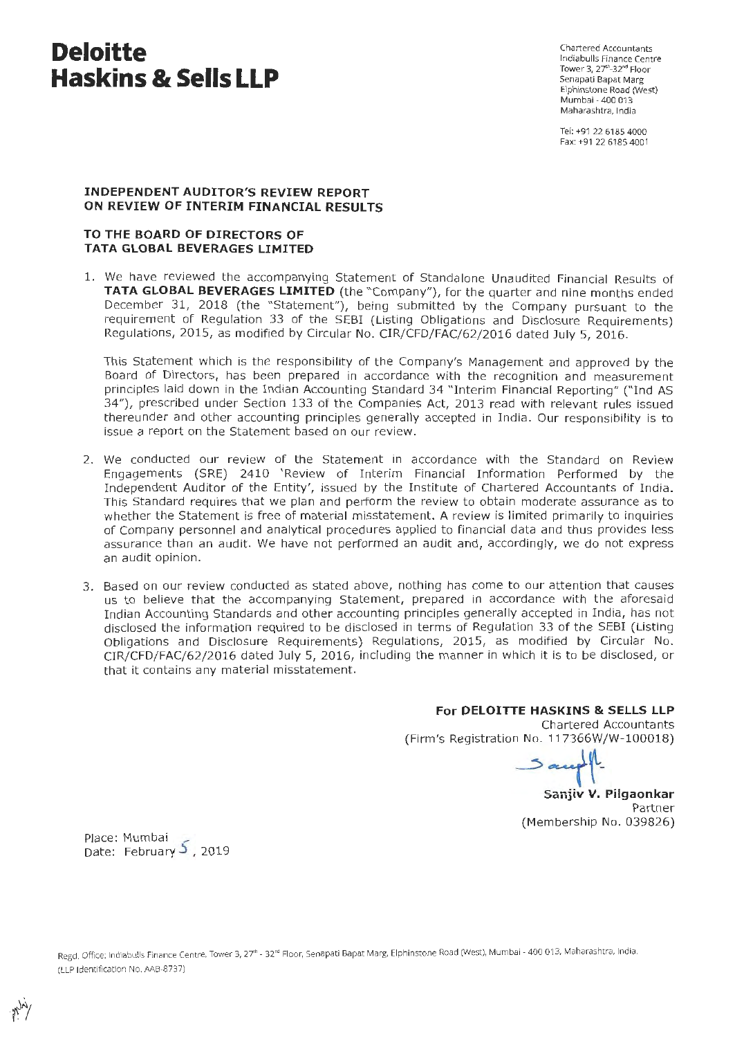# Deloitte Haskins & Sells LLP

Chartered Accountants
Indiabulls Finance Centre
Tower 3, 27th-32nd Floor
Senapati Bapat Marg
Elphinstone Road (West)
Mumbai - 400 013
Maharashtra, India

Tel: +91 22 6185 4000
Fax: +91 22 6185 4001

**INDEPENDENT AUDITOR'S REVIEW REPORT ON REVIEW OF INTERIM FINANCIAL RESULTS**

**TO THE BOARD OF DIRECTORS OF TATA GLOBAL BEVERAGES LIMITED**

1. We have reviewed the accompanying Statement of Standalone Unaudited Financial Results of **TATA GLOBAL BEVERAGES LIMITED** (the "Company"), for the quarter and nine months ended December 31, 2018 (the "Statement"), being submitted by the Company pursuant to the requirement of Regulation 33 of the SEBI (Listing Obligations and Disclosure Requirements) Regulations, 2015, as modified by Circular No. CIR/CFD/FAC/62/2016 dated July 5, 2016.

   This Statement which is the responsibility of the Company's Management and approved by the Board of Directors, has been prepared in accordance with the recognition and measurement principles laid down in the Indian Accounting Standard 34 "Interim Financial Reporting" ("Ind AS 34"), prescribed under Section 133 of the Companies Act, 2013 read with relevant rules issued thereunder and other accounting principles generally accepted in India. Our responsibility is to issue a report on the Statement based on our review.

2. We conducted our review of the Statement in accordance with the Standard on Review Engagements (SRE) 2410 'Review of Interim Financial Information Performed by the Independent Auditor of the Entity', issued by the Institute of Chartered Accountants of India. This Standard requires that we plan and perform the review to obtain moderate assurance as to whether the Statement is free of material misstatement. A review is limited primarily to inquiries of Company personnel and analytical procedures applied to financial data and thus provides less assurance than an audit. We have not performed an audit and, accordingly, we do not express an audit opinion.

3. Based on our review conducted as stated above, nothing has come to our attention that causes us to believe that the accompanying Statement, prepared in accordance with the aforesaid Indian Accounting Standards and other accounting principles generally accepted in India, has not disclosed the information required to be disclosed in terms of Regulation 33 of the SEBI (Listing Obligations and Disclosure Requirements) Regulations, 2015, as modified by Circular No. CIR/CFD/FAC/62/2016 dated July 5, 2016, including the manner in which it is to be disclosed, or that it contains any material misstatement.

**For DELOITTE HASKINS & SELLS LLP**
Chartered Accountants
(Firm's Registration No. 117366W/W-100018)

**Sanjiv V. Pilgaonkar**
Partner
(Membership No. 039826)

Place: Mumbai
Date: February 5, 2019

Regd. Office: Indiabulls Finance Centre, Tower 3, 27th - 32nd Floor, Senapati Bapat Marg, Elphinstone Road (West), Mumbai - 400 013, Maharashtra, India.
(LLP Identification No. AAB-8737)